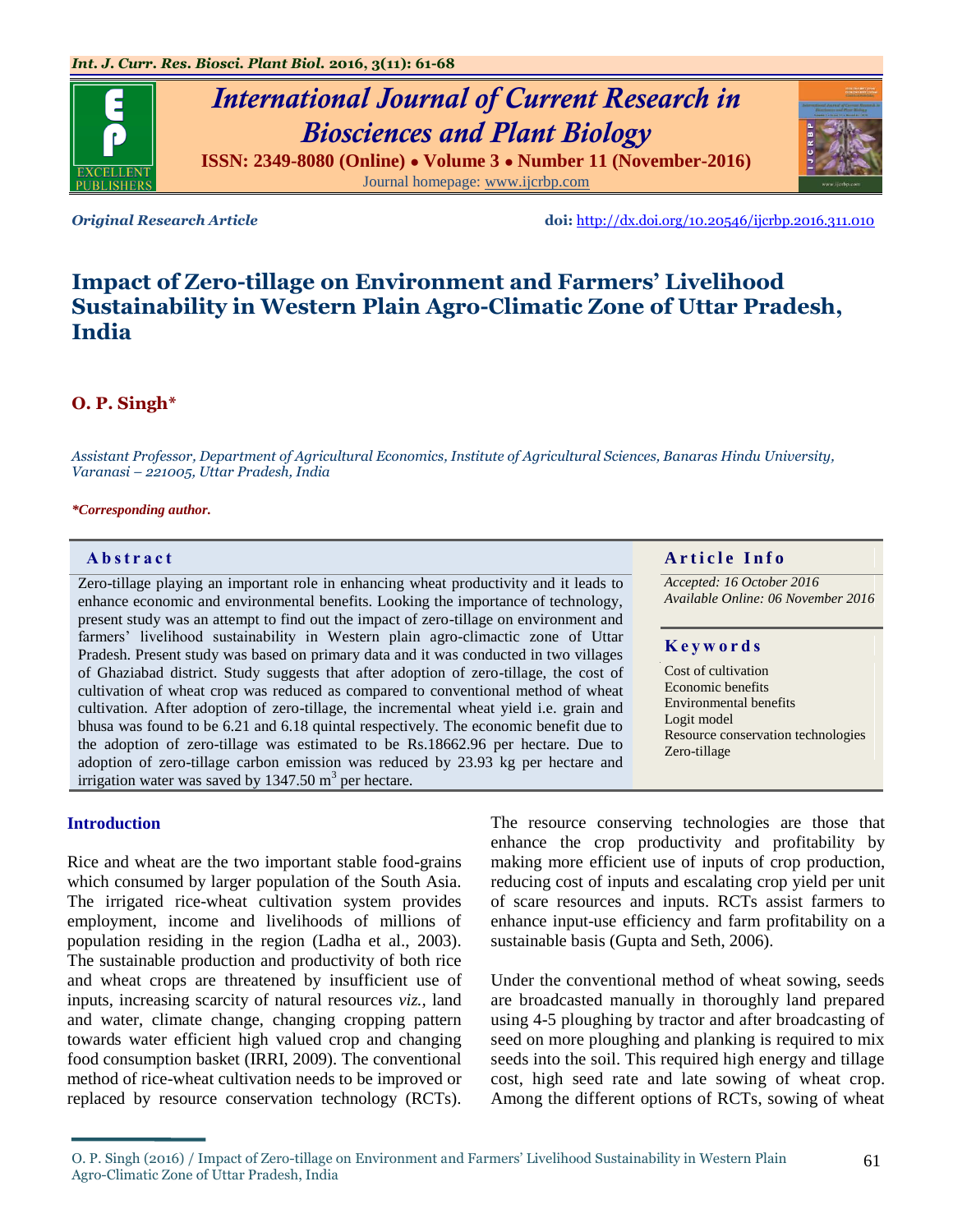*Original Research Article* **doi:** http://dx.doi.org/10.20546/ijcrbp.2016.311.010

# Impact of Zero-tillage on Environment and Farmers' Livelihood Sustainability in Western Plain Agro-Climatic Zone of Uttar Pradesh, India

**O. P. Singh***

*Assistant Professor, Department of Agricultural Economics, Institute of Agricultural Sciences, Banaras Hindu University, Varanasi – 221005, Uttar Pradesh, India*

***Corresponding author.***

## Abstract

Zero-tillage playing an important role in enhancing wheat productivity and it leads to enhance economic and environmental benefits. Looking the importance of technology, present study was an attempt to find out the impact of zero-tillage on environment and farmers' livelihood sustainability in Western plain agro-climactic zone of Uttar Pradesh. Present study was based on primary data and it was conducted in two villages of Ghaziabad district. Study suggests that after adoption of zero-tillage, the cost of cultivation of wheat crop was reduced as compared to conventional method of wheat cultivation. After adoption of zero-tillage, the incremental wheat yield i.e. grain and bhusa was found to be 6.21 and 6.18 quintal respectively. The economic benefit due to the adoption of zero-tillage was estimated to be Rs.18662.96 per hectare. Due to adoption of zero-tillage carbon emission was reduced by 23.93 kg per hectare and irrigation water was saved by 1347.50 $m^3$ per hectare.

## Article Info

*Accepted: 16 October 2016*
*Available Online: 06 November 2016*

## Keywords

Cost of cultivation
Economic benefits
Environmental benefits
Logit model
Resource conservation technologies
Zero-tillage

## Introduction

Rice and wheat are the two important stable food-grains which consumed by larger population of the South Asia. The irrigated rice-wheat cultivation system provides employment, income and livelihoods of millions of population residing in the region (Ladha et al., 2003). The sustainable production and productivity of both rice and wheat crops are threatened by insufficient use of inputs, increasing scarcity of natural resources *viz.,* land and water, climate change, changing cropping pattern towards water efficient high valued crop and changing food consumption basket (IRRI, 2009). The conventional method of rice-wheat cultivation needs to be improved or replaced by resource conservation technology (RCTs).

The resource conserving technologies are those that enhance the crop productivity and profitability by making more efficient use of inputs of crop production, reducing cost of inputs and escalating crop yield per unit of scare resources and inputs. RCTs assist farmers to enhance input-use efficiency and farm profitability on a sustainable basis (Gupta and Seth, 2006).

Under the conventional method of wheat sowing, seeds are broadcasted manually in thoroughly land prepared using 4-5 ploughing by tractor and after broadcasting of seed on more ploughing and planking is required to mix seeds into the soil. This required high energy and tillage cost, high seed rate and late sowing of wheat crop. Among the different options of RCTs, sowing of wheat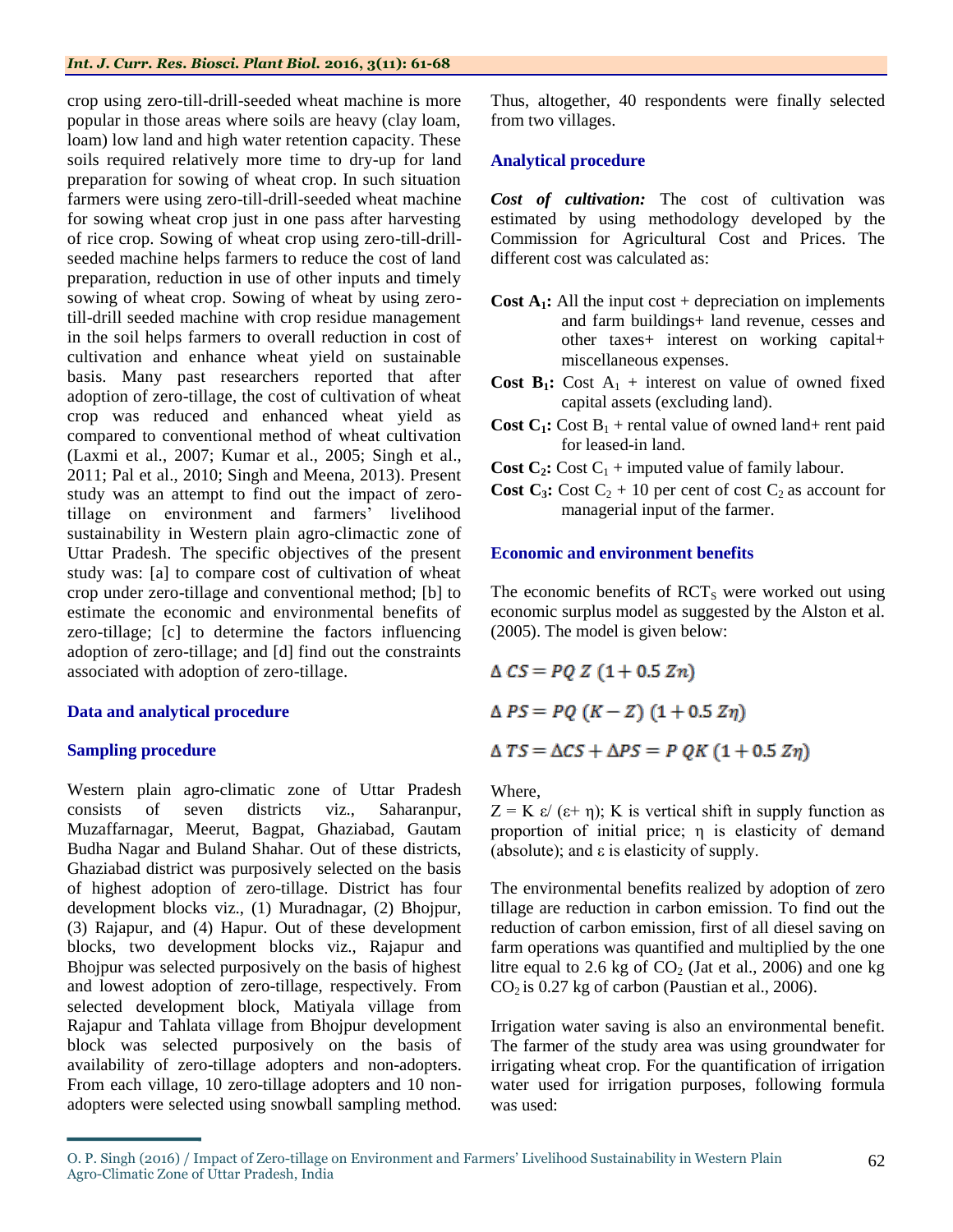crop using zero-till-drill-seeded wheat machine is more popular in those areas where soils are heavy (clay loam, loam) low land and high water retention capacity. These soils required relatively more time to dry-up for land preparation for sowing of wheat crop. In such situation farmers were using zero-till-drill-seeded wheat machine for sowing wheat crop just in one pass after harvesting of rice crop. Sowing of wheat crop using zero-till-drill-seeded machine helps farmers to reduce the cost of land preparation, reduction in use of other inputs and timely sowing of wheat crop. Sowing of wheat by using zero-till-drill seeded machine with crop residue management in the soil helps farmers to overall reduction in cost of cultivation and enhance wheat yield on sustainable basis. Many past researchers reported that after adoption of zero-tillage, the cost of cultivation of wheat crop was reduced and enhanced wheat yield as compared to conventional method of wheat cultivation (Laxmi et al., 2007; Kumar et al., 2005; Singh et al., 2011; Pal et al., 2010; Singh and Meena, 2013). Present study was an attempt to find out the impact of zero-tillage on environment and farmers' livelihood sustainability in Western plain agro-climactic zone of Uttar Pradesh. The specific objectives of the present study was: [a] to compare cost of cultivation of wheat crop under zero-tillage and conventional method; [b] to estimate the economic and environmental benefits of zero-tillage; [c] to determine the factors influencing adoption of zero-tillage; and [d] find out the constraints associated with adoption of zero-tillage.

## Data and analytical procedure

### Sampling procedure

Western plain agro-climatic zone of Uttar Pradesh consists of seven districts viz., Saharanpur, Muzaffarnagar, Meerut, Bagpat, Ghaziabad, Gautam Budha Nagar and Buland Shahar. Out of these districts, Ghaziabad district was purposively selected on the basis of highest adoption of zero-tillage. District has four development blocks viz., (1) Muradnagar, (2) Bhojpur, (3) Rajapur, and (4) Hapur. Out of these development blocks, two development blocks viz., Rajapur and Bhojpur was selected purposively on the basis of highest and lowest adoption of zero-tillage, respectively. From selected development block, Matiyala village from Rajapur and Tahlata village from Bhojpur development block was selected purposively on the basis of availability of zero-tillage adopters and non-adopters. From each village, 10 zero-tillage adopters and 10 non-adopters were selected using snowball sampling method. Thus, altogether, 40 respondents were finally selected from two villages.

### Analytical procedure

***Cost of cultivation:*** The cost of cultivation was estimated by using methodology developed by the Commission for Agricultural Cost and Prices. The different cost was calculated as:

- **Cost $A_1$:** All the input cost + depreciation on implements and farm buildings+ land revenue, cesses and other taxes+ interest on working capital+ miscellaneous expenses.
- **Cost $B_1$:** Cost $A_1$ + interest on value of owned fixed capital assets (excluding land).
- **Cost $C_1$:** Cost $B_1$ + rental value of owned land+ rent paid for leased-in land.
- **Cost $C_2$:** Cost $C_1$ + imputed value of family labour.
- **Cost $C_3$:** Cost $C_2$ + 10 per cent of cost $C_2$ as account for managerial input of the farmer.

### Economic and environment benefits

The economic benefits of $RCT_S$ were worked out using economic surplus model as suggested by the Alston et al. (2005). The model is given below:

$$\Delta\ CS = PQ\ Z\ (1 + 0.5\ Zn)$$

$$\Delta\ PS = PQ\ (K - Z)\ (1 + 0.5\ Z\eta)$$

$$\Delta\ TS = \Delta CS + \Delta PS = P\ QK\ (1 + 0.5\ Z\eta)$$

Where,

$Z = K\ \varepsilon / (\varepsilon + \eta)$; K is vertical shift in supply function as proportion of initial price; η is elasticity of demand (absolute); and ε is elasticity of supply.

The environmental benefits realized by adoption of zero tillage are reduction in carbon emission. To find out the reduction of carbon emission, first of all diesel saving on farm operations was quantified and multiplied by the one litre equal to 2.6 kg of $CO_2$ (Jat et al., 2006) and one kg $CO_2$ is 0.27 kg of carbon (Paustian et al., 2006).

Irrigation water saving is also an environmental benefit. The farmer of the study area was using groundwater for irrigating wheat crop. For the quantification of irrigation water used for irrigation purposes, following formula was used: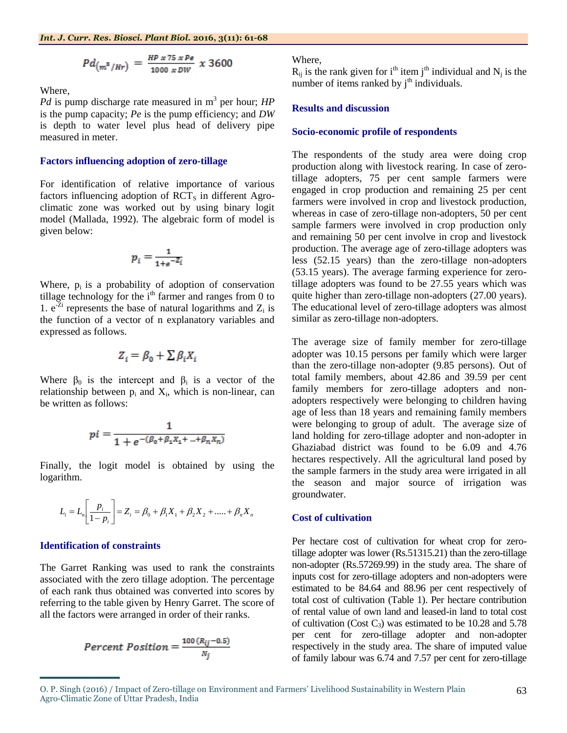$$Pd_{(m^3/Hr)} = \frac{HP \; x \; 75 \; x \; Pe}{1000 \; x \; DW} \; x \; 3600$$

Where,
*Pd* is pump discharge rate measured in $m^3$ per hour; *HP* is the pump capacity; *Pe* is the pump efficiency; and *DW* is depth to water level plus head of delivery pipe measured in meter.

### Factors influencing adoption of zero-tillage

For identification of relative importance of various factors influencing adoption of $RCT_S$ in different Agro-climatic zone was worked out by using binary logit model (Mallada, 1992). The algebraic form of model is given below:

$$p_i = \frac{1}{1+e^{-Z_i}}$$

Where, $p_i$ is a probability of adoption of conservation tillage technology for the $i^{th}$ farmer and ranges from 0 to 1. $e^{-Zi}$ represents the base of natural logarithms and $Z_i$ is the function of a vector of n explanatory variables and expressed as follows.

$$Z_i = \beta_0 + \sum \beta_i X_i$$

Where $\beta_0$ is the intercept and $\beta_i$ is a vector of the relationship between $p_i$ and $X_i$, which is non-linear, can be written as follows:

$$pi = \frac{1}{1+e^{-(\beta_0+\beta_1 X_1 + \ldots + \beta_n X_n)}}$$

Finally, the logit model is obtained by using the logarithm.

$$L_i = L_n\left[\frac{p_i}{1-p_i}\right] = Z_i = \beta_0 + \beta_1 X_1 + \beta_2 X_2 + \ldots\ldots + \beta_n X_n$$

### Identification of constraints

The Garret Ranking was used to rank the constraints associated with the zero tillage adoption. The percentage of each rank thus obtained was converted into scores by referring to the table given by Henry Garret. The score of all the factors were arranged in order of their ranks.

$$Percent \; Position = \frac{100\,(R_{ij} - 0.5)}{N_j}$$

Where,
$R_{ij}$ is the rank given for $i^{th}$ item $j^{th}$ individual and $N_j$ is the number of items ranked by $j^{th}$ individuals.

## Results and discussion

### Socio-economic profile of respondents

The respondents of the study area were doing crop production along with livestock rearing. In case of zero-tillage adopters, 75 per cent sample farmers were engaged in crop production and remaining 25 per cent farmers were involved in crop and livestock production, whereas in case of zero-tillage non-adopters, 50 per cent sample farmers were involved in crop production only and remaining 50 per cent involve in crop and livestock production. The average age of zero-tillage adopters was less (52.15 years) than the zero-tillage non-adopters (53.15 years). The average farming experience for zero-tillage adopters was found to be 27.55 years which was quite higher than zero-tillage non-adopters (27.00 years). The educational level of zero-tillage adopters was almost similar as zero-tillage non-adopters.

The average size of family member for zero-tillage adopter was 10.15 persons per family which were larger than the zero-tillage non-adopter (9.85 persons). Out of total family members, about 42.86 and 39.59 per cent family members for zero-tillage adopters and non-adopters respectively were belonging to children having age of less than 18 years and remaining family members were belonging to group of adult. The average size of land holding for zero-tillage adopter and non-adopter in Ghaziabad district was found to be 6.09 and 4.76 hectares respectively. All the agricultural land posed by the sample farmers in the study area were irrigated in all the season and major source of irrigation was groundwater.

### Cost of cultivation

Per hectare cost of cultivation for wheat crop for zero-tillage adopter was lower (Rs.51315.21) than the zero-tillage non-adopter (Rs.57269.99) in the study area. The share of inputs cost for zero-tillage adopters and non-adopters were estimated to be 84.64 and 88.96 per cent respectively of total cost of cultivation (Table 1). Per hectare contribution of rental value of own land and leased-in land to total cost of cultivation (Cost $C_3$) was estimated to be 10.28 and 5.78 per cent for zero-tillage adopter and non-adopter respectively in the study area. The share of imputed value of family labour was 6.74 and 7.57 per cent for zero-tillage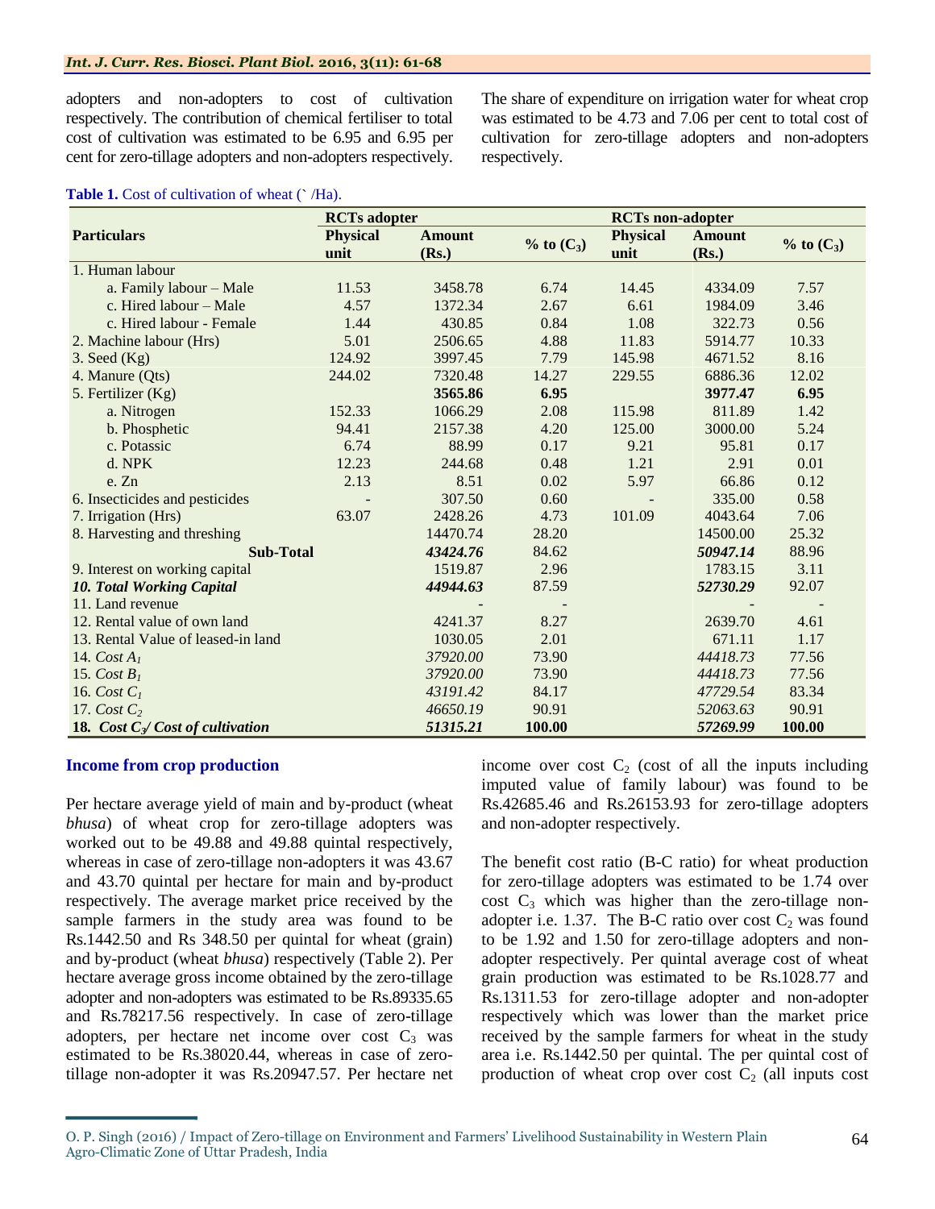adopters and non-adopters to cost of cultivation respectively. The contribution of chemical fertiliser to total cost of cultivation was estimated to be 6.95 and 6.95 per cent for zero-tillage adopters and non-adopters respectively. The share of expenditure on irrigation water for wheat crop was estimated to be 4.73 and 7.06 per cent to total cost of cultivation for zero-tillage adopters and non-adopters respectively.

**Table 1.** Cost of cultivation of wheat (` /Ha).

| Particulars | RCTs adopter | | | RCTs non-adopter | | |
|---|---|---|---|---|---|---|
| | Physical unit | Amount (Rs.) | % to ($C_3$) | Physical unit | Amount (Rs.) | % to ($C_3$) |
| 1. Human labour | | | | | | |
| a. Family labour – Male | 11.53 | 3458.78 | 6.74 | 14.45 | 4334.09 | 7.57 |
| c. Hired labour – Male | 4.57 | 1372.34 | 2.67 | 6.61 | 1984.09 | 3.46 |
| c. Hired labour - Female | 1.44 | 430.85 | 0.84 | 1.08 | 322.73 | 0.56 |
| 2. Machine labour (Hrs) | 5.01 | 2506.65 | 4.88 | 11.83 | 5914.77 | 10.33 |
| 3. Seed (Kg) | 124.92 | 3997.45 | 7.79 | 145.98 | 4671.52 | 8.16 |
| 4. Manure (Qts) | 244.02 | 7320.48 | 14.27 | 229.55 | 6886.36 | 12.02 |
| 5. Fertilizer (Kg) | | **3565.86** | **6.95** | | **3977.47** | **6.95** |
| a. Nitrogen | 152.33 | 1066.29 | 2.08 | 115.98 | 811.89 | 1.42 |
| b. Phosphetic | 94.41 | 2157.38 | 4.20 | 125.00 | 3000.00 | 5.24 |
| c. Potassic | 6.74 | 88.99 | 0.17 | 9.21 | 95.81 | 0.17 |
| d. NPK | 12.23 | 244.68 | 0.48 | 1.21 | 2.91 | 0.01 |
| e. Zn | 2.13 | 8.51 | 0.02 | 5.97 | 66.86 | 0.12 |
| 6. Insecticides and pesticides | - | 307.50 | 0.60 | - | 335.00 | 0.58 |
| 7. Irrigation (Hrs) | 63.07 | 2428.26 | 4.73 | 101.09 | 4043.64 | 7.06 |
| 8. Harvesting and threshing | | 14470.74 | 28.20 | | 14500.00 | 25.32 |
| **Sub-Total** | | ***43424.76*** | 84.62 | | ***50947.14*** | 88.96 |
| 9. Interest on working capital | | 1519.87 | 2.96 | | 1783.15 | 3.11 |
| ***10. Total Working Capital*** | | ***44944.63*** | 87.59 | | ***52730.29*** | 92.07 |
| 11. Land revenue | | - | - | | - | - |
| 12. Rental value of own land | | 4241.37 | 8.27 | | 2639.70 | 4.61 |
| 13. Rental Value of leased-in land | | 1030.05 | 2.01 | | 671.11 | 1.17 |
| 14. *Cost $A_1$* | | *37920.00* | 73.90 | | *44418.73* | 77.56 |
| 15. *Cost $B_1$* | | *37920.00* | 73.90 | | *44418.73* | 77.56 |
| 16. *Cost $C_1$* | | *43191.42* | 84.17 | | *47729.54* | 83.34 |
| 17. *Cost $C_2$* | | *46650.19* | 90.91 | | *52063.63* | 90.91 |
| **18. *Cost $C_3$/ Cost of cultivation*** | | ***51315.21*** | **100.00** | | ***57269.99*** | **100.00** |

## Income from crop production

Per hectare average yield of main and by-product (wheat *bhusa*) of wheat crop for zero-tillage adopters was worked out to be 49.88 and 49.88 quintal respectively, whereas in case of zero-tillage non-adopters it was 43.67 and 43.70 quintal per hectare for main and by-product respectively. The average market price received by the sample farmers in the study area was found to be Rs.1442.50 and Rs 348.50 per quintal for wheat (grain) and by-product (wheat *bhusa*) respectively (Table 2). Per hectare average gross income obtained by the zero-tillage adopter and non-adopters was estimated to be Rs.89335.65 and Rs.78217.56 respectively. In case of zero-tillage adopters, per hectare net income over cost $C_3$ was estimated to be Rs.38020.44, whereas in case of zero-tillage non-adopter it was Rs.20947.57. Per hectare net income over cost $C_2$ (cost of all the inputs including imputed value of family labour) was found to be Rs.42685.46 and Rs.26153.93 for zero-tillage adopters and non-adopter respectively.

The benefit cost ratio (B-C ratio) for wheat production for zero-tillage adopters was estimated to be 1.74 over cost $C_3$ which was higher than the zero-tillage non-adopter i.e. 1.37. The B-C ratio over cost $C_2$ was found to be 1.92 and 1.50 for zero-tillage adopters and non-adopter respectively. Per quintal average cost of wheat grain production was estimated to be Rs.1028.77 and Rs.1311.53 for zero-tillage adopter and non-adopter respectively which was lower than the market price received by the sample farmers for wheat in the study area i.e. Rs.1442.50 per quintal. The per quintal cost of production of wheat crop over cost $C_2$ (all inputs cost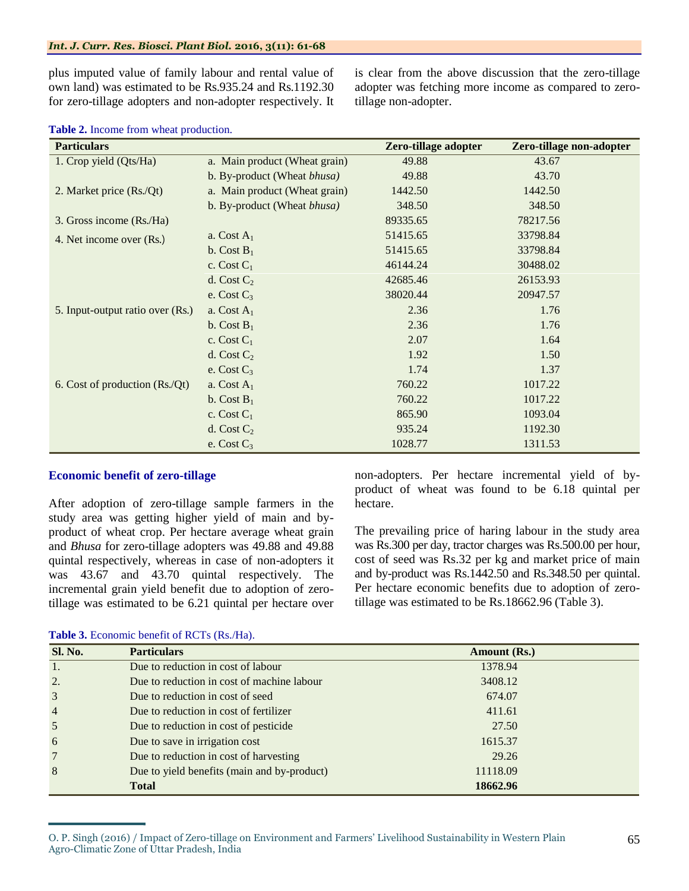plus imputed value of family labour and rental value of own land) was estimated to be Rs.935.24 and Rs.1192.30 for zero-tillage adopters and non-adopter respectively. It is clear from the above discussion that the zero-tillage adopter was fetching more income as compared to zero-tillage non-adopter.

**Table 2.** Income from wheat production.

| Particulars | | Zero-tillage adopter | Zero-tillage non-adopter |
|---|---|---|---|
| 1. Crop yield (Qts/Ha) | a. Main product (Wheat grain) | 49.88 | 43.67 |
| | b. By-product (Wheat *bhusa)* | 49.88 | 43.70 |
| 2. Market price (Rs./Qt) | a. Main product (Wheat grain) | 1442.50 | 1442.50 |
| | b. By-product (Wheat *bhusa)* | 348.50 | 348.50 |
| 3. Gross income (Rs./Ha) | | 89335.65 | 78217.56 |
| 4. Net income over (Rs.) | a. Cost $A_1$ | 51415.65 | 33798.84 |
| | b. Cost $B_1$ | 51415.65 | 33798.84 |
| | c. Cost $C_1$ | 46144.24 | 30488.02 |
| | d. Cost $C_2$ | 42685.46 | 26153.93 |
| | e. Cost $C_3$ | 38020.44 | 20947.57 |
| 5. Input-output ratio over (Rs.) | a. Cost $A_1$ | 2.36 | 1.76 |
| | b. Cost $B_1$ | 2.36 | 1.76 |
| | c. Cost $C_1$ | 2.07 | 1.64 |
| | d. Cost $C_2$ | 1.92 | 1.50 |
| | e. Cost $C_3$ | 1.74 | 1.37 |
| 6. Cost of production (Rs./Qt) | a. Cost $A_1$ | 760.22 | 1017.22 |
| | b. Cost $B_1$ | 760.22 | 1017.22 |
| | c. Cost $C_1$ | 865.90 | 1093.04 |
| | d. Cost $C_2$ | 935.24 | 1192.30 |
| | e. Cost $C_3$ | 1028.77 | 1311.53 |

### Economic benefit of zero-tillage

After adoption of zero-tillage sample farmers in the study area was getting higher yield of main and by-product of wheat crop. Per hectare average wheat grain and *Bhusa* for zero-tillage adopters was 49.88 and 49.88 quintal respectively, whereas in case of non-adopters it was 43.67 and 43.70 quintal respectively. The incremental grain yield benefit due to adoption of zero-tillage was estimated to be 6.21 quintal per hectare over non-adopters. Per hectare incremental yield of by-product of wheat was found to be 6.18 quintal per hectare.

The prevailing price of haring labour in the study area was Rs.300 per day, tractor charges was Rs.500.00 per hour, cost of seed was Rs.32 per kg and market price of main and by-product was Rs.1442.50 and Rs.348.50 per quintal. Per hectare economic benefits due to adoption of zero-tillage was estimated to be Rs.18662.96 (Table 3).

**Table 3.** Economic benefit of RCTs (Rs./Ha).

| Sl. No. | Particulars | Amount (Rs.) |
|---|---|---|
| 1. | Due to reduction in cost of labour | 1378.94 |
| 2. | Due to reduction in cost of machine labour | 3408.12 |
| 3 | Due to reduction in cost of seed | 674.07 |
| 4 | Due to reduction in cost of fertilizer | 411.61 |
| 5 | Due to reduction in cost of pesticide | 27.50 |
| 6 | Due to save in irrigation cost | 1615.37 |
| 7 | Due to reduction in cost of harvesting | 29.26 |
| 8 | Due to yield benefits (main and by-product) | 11118.09 |
| | **Total** | **18662.96** |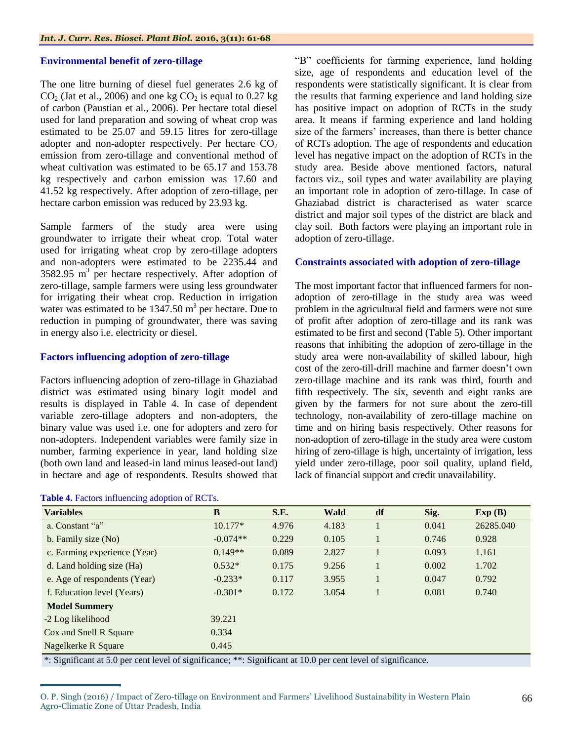### Environmental benefit of zero-tillage

The one litre burning of diesel fuel generates 2.6 kg of $CO_2$ (Jat et al., 2006) and one kg $CO_2$ is equal to 0.27 kg of carbon (Paustian et al., 2006). Per hectare total diesel used for land preparation and sowing of wheat crop was estimated to be 25.07 and 59.15 litres for zero-tillage adopter and non-adopter respectively. Per hectare $CO_2$ emission from zero-tillage and conventional method of wheat cultivation was estimated to be 65.17 and 153.78 kg respectively and carbon emission was 17.60 and 41.52 kg respectively. After adoption of zero-tillage, per hectare carbon emission was reduced by 23.93 kg.

Sample farmers of the study area were using groundwater to irrigate their wheat crop. Total water used for irrigating wheat crop by zero-tillage adopters and non-adopters were estimated to be 2235.44 and 3582.95 $m^3$ per hectare respectively. After adoption of zero-tillage, sample farmers were using less groundwater for irrigating their wheat crop. Reduction in irrigation water was estimated to be 1347.50 $m^3$ per hectare. Due to reduction in pumping of groundwater, there was saving in energy also i.e. electricity or diesel.

### Factors influencing adoption of zero-tillage

Factors influencing adoption of zero-tillage in Ghaziabad district was estimated using binary logit model and results is displayed in Table 4. In case of dependent variable zero-tillage adopters and non-adopters, the binary value was used i.e. one for adopters and zero for non-adopters. Independent variables were family size in number, farming experience in year, land holding size (both own land and leased-in land minus leased-out land) in hectare and age of respondents. Results showed that "B" coefficients for farming experience, land holding size, age of respondents and education level of the respondents were statistically significant. It is clear from the results that farming experience and land holding size has positive impact on adoption of RCTs in the study area. It means if farming experience and land holding size of the farmers' increases, than there is better chance of RCTs adoption. The age of respondents and education level has negative impact on the adoption of RCTs in the study area. Beside above mentioned factors, natural factors viz., soil types and water availability are playing an important role in adoption of zero-tillage. In case of Ghaziabad district is characterised as water scarce district and major soil types of the district are black and clay soil. Both factors were playing an important role in adoption of zero-tillage.

### Constraints associated with adoption of zero-tillage

The most important factor that influenced farmers for non-adoption of zero-tillage in the study area was weed problem in the agricultural field and farmers were not sure of profit after adoption of zero-tillage and its rank was estimated to be first and second (Table 5). Other important reasons that inhibiting the adoption of zero-tillage in the study area were non-availability of skilled labour, high cost of the zero-till-drill machine and farmer doesn't own zero-tillage machine and its rank was third, fourth and fifth respectively. The six, seventh and eight ranks are given by the farmers for not sure about the zero-till technology, non-availability of zero-tillage machine on time and on hiring basis respectively. Other reasons for non-adoption of zero-tillage in the study area were custom hiring of zero-tillage is high, uncertainty of irrigation, less yield under zero-tillage, poor soil quality, upland field, lack of financial support and credit unavailability.

**Table 4.** Factors influencing adoption of RCTs.

| Variables | B | S.E. | Wald | df | Sig. | Exp (B) |
|---|---|---|---|---|---|---|
| a. Constant "a" | 10.177* | 4.976 | 4.183 | 1 | 0.041 | 26285.040 |
| b. Family size (No) | -0.074** | 0.229 | 0.105 | 1 | 0.746 | 0.928 |
| c. Farming experience (Year) | 0.149** | 0.089 | 2.827 | 1 | 0.093 | 1.161 |
| d. Land holding size (Ha) | 0.532* | 0.175 | 9.256 | 1 | 0.002 | 1.702 |
| e. Age of respondents (Year) | -0.233* | 0.117 | 3.955 | 1 | 0.047 | 0.792 |
| f. Education level (Years) | -0.301* | 0.172 | 3.054 | 1 | 0.081 | 0.740 |
| **Model Summery** | | | | | | |
| -2 Log likelihood | 39.221 | | | | | |
| Cox and Snell R Square | 0.334 | | | | | |
| Nagelkerke R Square | 0.445 | | | | | |

*: Significant at 5.0 per cent level of significance; **: Significant at 10.0 per cent level of significance.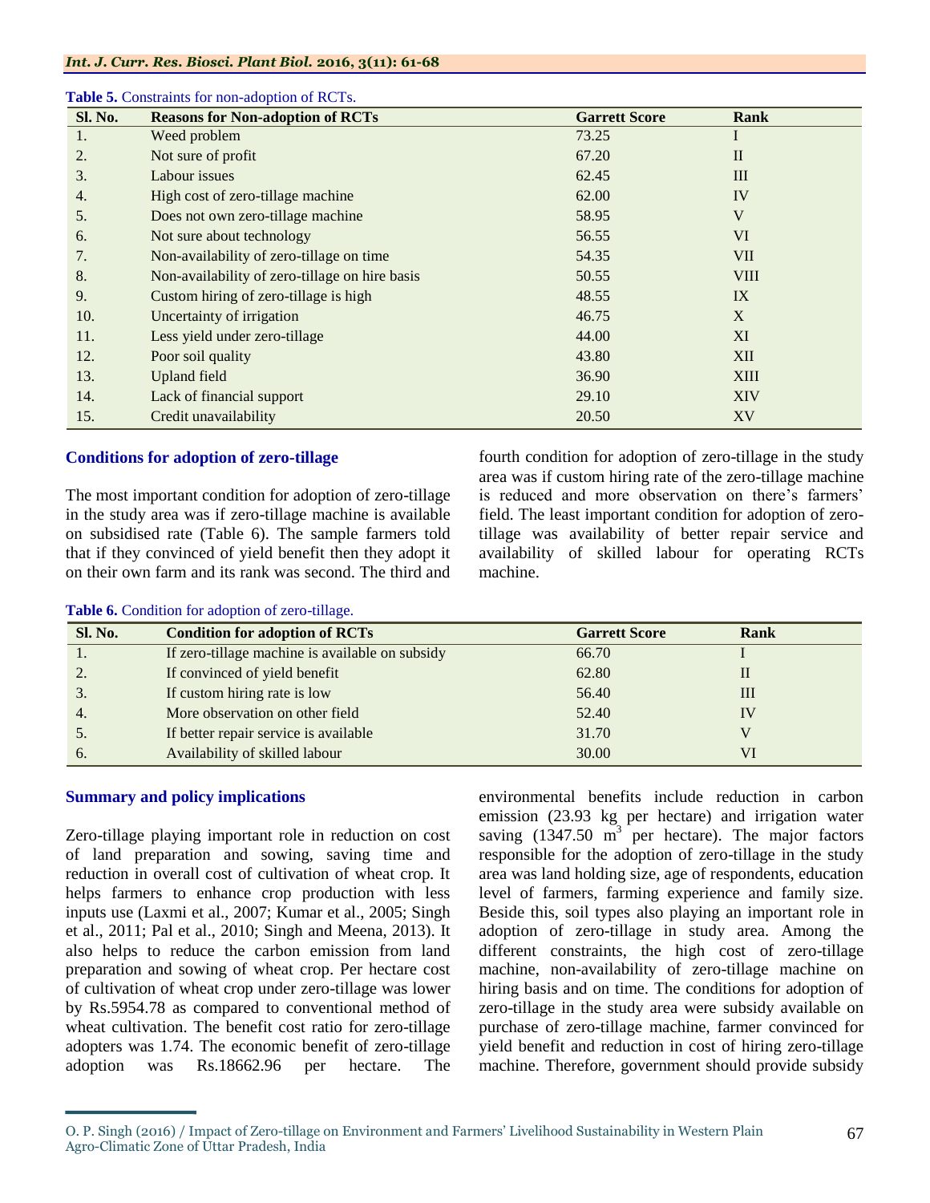Table 5. Constraints for non-adoption of RCTs.

| Sl. No. | Reasons for Non-adoption of RCTs | Garrett Score | Rank |
|---|---|---|---|
| 1. | Weed problem | 73.25 | I |
| 2. | Not sure of profit | 67.20 | II |
| 3. | Labour issues | 62.45 | III |
| 4. | High cost of zero-tillage machine | 62.00 | IV |
| 5. | Does not own zero-tillage machine | 58.95 | V |
| 6. | Not sure about technology | 56.55 | VI |
| 7. | Non-availability of zero-tillage on time | 54.35 | VII |
| 8. | Non-availability of zero-tillage on hire basis | 50.55 | VIII |
| 9. | Custom hiring of zero-tillage is high | 48.55 | IX |
| 10. | Uncertainty of irrigation | 46.75 | X |
| 11. | Less yield under zero-tillage | 44.00 | XI |
| 12. | Poor soil quality | 43.80 | XII |
| 13. | Upland field | 36.90 | XIII |
| 14. | Lack of financial support | 29.10 | XIV |
| 15. | Credit unavailability | 20.50 | XV |

## Conditions for adoption of zero-tillage

The most important condition for adoption of zero-tillage in the study area was if zero-tillage machine is available on subsidised rate (Table 6). The sample farmers told that if they convinced of yield benefit then they adopt it on their own farm and its rank was second. The third and fourth condition for adoption of zero-tillage in the study area was if custom hiring rate of the zero-tillage machine is reduced and more observation on there's farmers' field. The least important condition for adoption of zero-tillage was availability of better repair service and availability of skilled labour for operating RCTs machine.

Table 6. Condition for adoption of zero-tillage.

| Sl. No. | Condition for adoption of RCTs | Garrett Score | Rank |
|---|---|---|---|
| 1. | If zero-tillage machine is available on subsidy | 66.70 | I |
| 2. | If convinced of yield benefit | 62.80 | II |
| 3. | If custom hiring rate is low | 56.40 | III |
| 4. | More observation on other field | 52.40 | IV |
| 5. | If better repair service is available | 31.70 | V |
| 6. | Availability of skilled labour | 30.00 | VI |

## Summary and policy implications

Zero-tillage playing important role in reduction on cost of land preparation and sowing, saving time and reduction in overall cost of cultivation of wheat crop. It helps farmers to enhance crop production with less inputs use (Laxmi et al., 2007; Kumar et al., 2005; Singh et al., 2011; Pal et al., 2010; Singh and Meena, 2013). It also helps to reduce the carbon emission from land preparation and sowing of wheat crop. Per hectare cost of cultivation of wheat crop under zero-tillage was lower by Rs.5954.78 as compared to conventional method of wheat cultivation. The benefit cost ratio for zero-tillage adopters was 1.74. The economic benefit of zero-tillage adoption was Rs.18662.96 per hectare. The environmental benefits include reduction in carbon emission (23.93 kg per hectare) and irrigation water saving (1347.50 $m^3$ per hectare). The major factors responsible for the adoption of zero-tillage in the study area was land holding size, age of respondents, education level of farmers, farming experience and family size. Beside this, soil types also playing an important role in adoption of zero-tillage in study area. Among the different constraints, the high cost of zero-tillage machine, non-availability of zero-tillage machine on hiring basis and on time. The conditions for adoption of zero-tillage in the study area were subsidy available on purchase of zero-tillage machine, farmer convinced for yield benefit and reduction in cost of hiring zero-tillage machine. Therefore, government should provide subsidy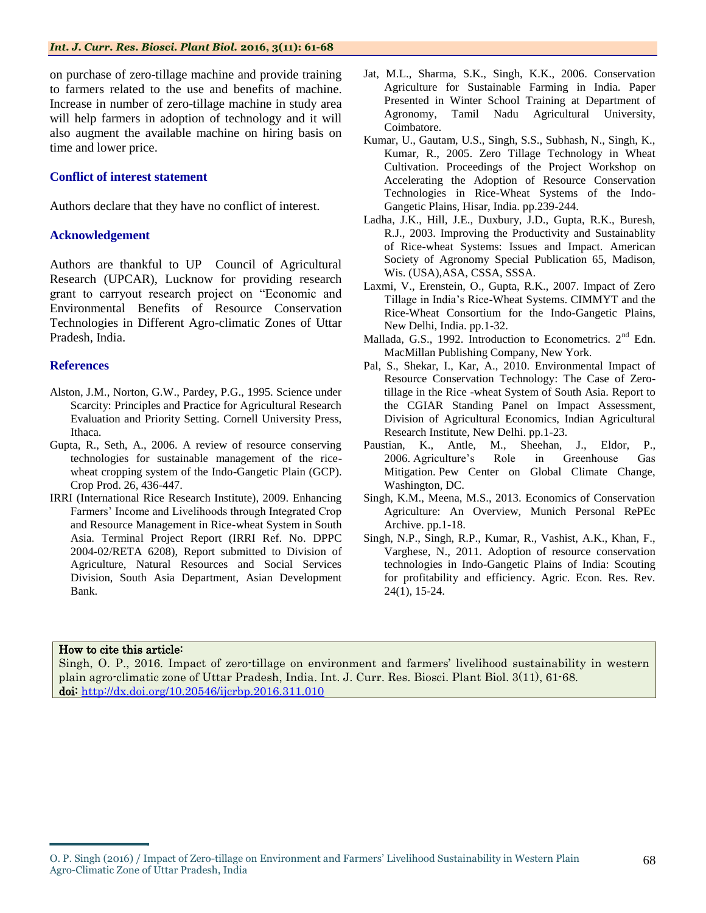on purchase of zero-tillage machine and provide training to farmers related to the use and benefits of machine. Increase in number of zero-tillage machine in study area will help farmers in adoption of technology and it will also augment the available machine on hiring basis on time and lower price.

## Conflict of interest statement

Authors declare that they have no conflict of interest.

## Acknowledgement

Authors are thankful to UP Council of Agricultural Research (UPCAR), Lucknow for providing research grant to carryout research project on "Economic and Environmental Benefits of Resource Conservation Technologies in Different Agro-climatic Zones of Uttar Pradesh, India.

## References

Alston, J.M., Norton, G.W., Pardey, P.G., 1995. Science under Scarcity: Principles and Practice for Agricultural Research Evaluation and Priority Setting. Cornell University Press, Ithaca.

Gupta, R., Seth, A., 2006. A review of resource conserving technologies for sustainable management of the rice-wheat cropping system of the Indo-Gangetic Plain (GCP). Crop Prod. 26, 436-447.

IRRI (International Rice Research Institute), 2009. Enhancing Farmers' Income and Livelihoods through Integrated Crop and Resource Management in Rice-wheat System in South Asia. Terminal Project Report (IRRI Ref. No. DPPC 2004-02/RETA 6208), Report submitted to Division of Agriculture, Natural Resources and Social Services Division, South Asia Department, Asian Development Bank.

Jat, M.L., Sharma, S.K., Singh, K.K., 2006. Conservation Agriculture for Sustainable Farming in India. Paper Presented in Winter School Training at Department of Agronomy, Tamil Nadu Agricultural University, Coimbatore.

Kumar, U., Gautam, U.S., Singh, S.S., Subhash, N., Singh, K., Kumar, R., 2005. Zero Tillage Technology in Wheat Cultivation. Proceedings of the Project Workshop on Accelerating the Adoption of Resource Conservation Technologies in Rice-Wheat Systems of the Indo-Gangetic Plains, Hisar, India. pp.239-244.

Ladha, J.K., Hill, J.E., Duxbury, J.D., Gupta, R.K., Buresh, R.J., 2003. Improving the Productivity and Sustainablity of Rice-wheat Systems: Issues and Impact. American Society of Agronomy Special Publication 65, Madison, Wis. (USA),ASA, CSSA, SSSA.

Laxmi, V., Erenstein, O., Gupta, R.K., 2007. Impact of Zero Tillage in India's Rice-Wheat Systems. CIMMYT and the Rice-Wheat Consortium for the Indo-Gangetic Plains, New Delhi, India. pp.1-32.

Mallada, G.S., 1992. Introduction to Econometrics. 2nd Edn. MacMillan Publishing Company, New York.

Pal, S., Shekar, I., Kar, A., 2010. Environmental Impact of Resource Conservation Technology: The Case of Zero-tillage in the Rice -wheat System of South Asia. Report to the CGIAR Standing Panel on Impact Assessment, Division of Agricultural Economics, Indian Agricultural Research Institute, New Delhi. pp.1-23.

Paustian, K., Antle, M., Sheehan, J., Eldor, P., 2006. Agriculture's Role in Greenhouse Gas Mitigation. Pew Center on Global Climate Change, Washington, DC.

Singh, K.M., Meena, M.S., 2013. Economics of Conservation Agriculture: An Overview, Munich Personal RePEc Archive. pp.1-18.

Singh, N.P., Singh, R.P., Kumar, R., Vashist, A.K., Khan, F., Varghese, N., 2011. Adoption of resource conservation technologies in Indo-Gangetic Plains of India: Scouting for profitability and efficiency. Agric. Econ. Res. Rev. 24(1), 15-24.

**How to cite this article:**
Singh, O. P., 2016. Impact of zero-tillage on environment and farmers' livelihood sustainability in western plain agro-climatic zone of Uttar Pradesh, India. Int. J. Curr. Res. Biosci. Plant Biol. 3(11), 61-68.
**doi:** http://dx.doi.org/10.20546/ijcrbp.2016.311.010